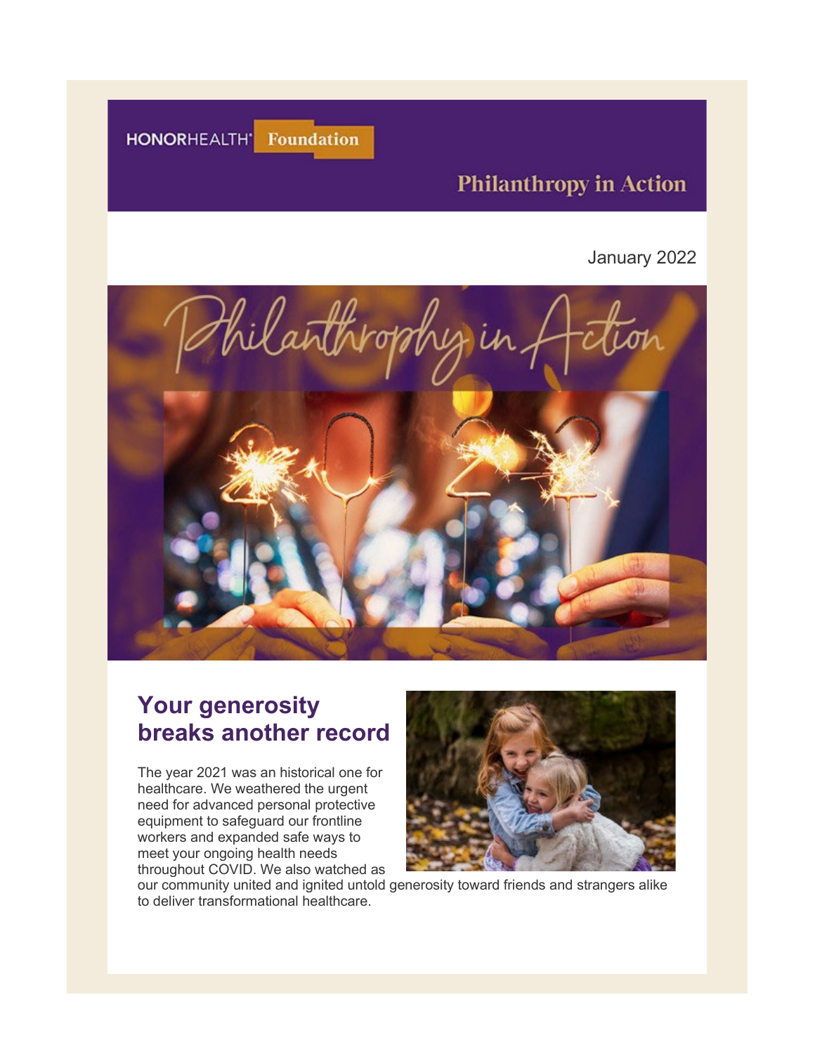HONORHEALTH Foundation

Philanthropy in Action

January 2022

## Your generosity breaks another record

The year 2021 was an historical one for healthcare. We weathered the urgent need for advanced personal protective equipment to safeguard our frontline workers and expanded safe ways to meet your ongoing health needs throughout COVID. We also watched as our community united and ignited untold generosity toward friends and strangers alike to deliver transformational healthcare.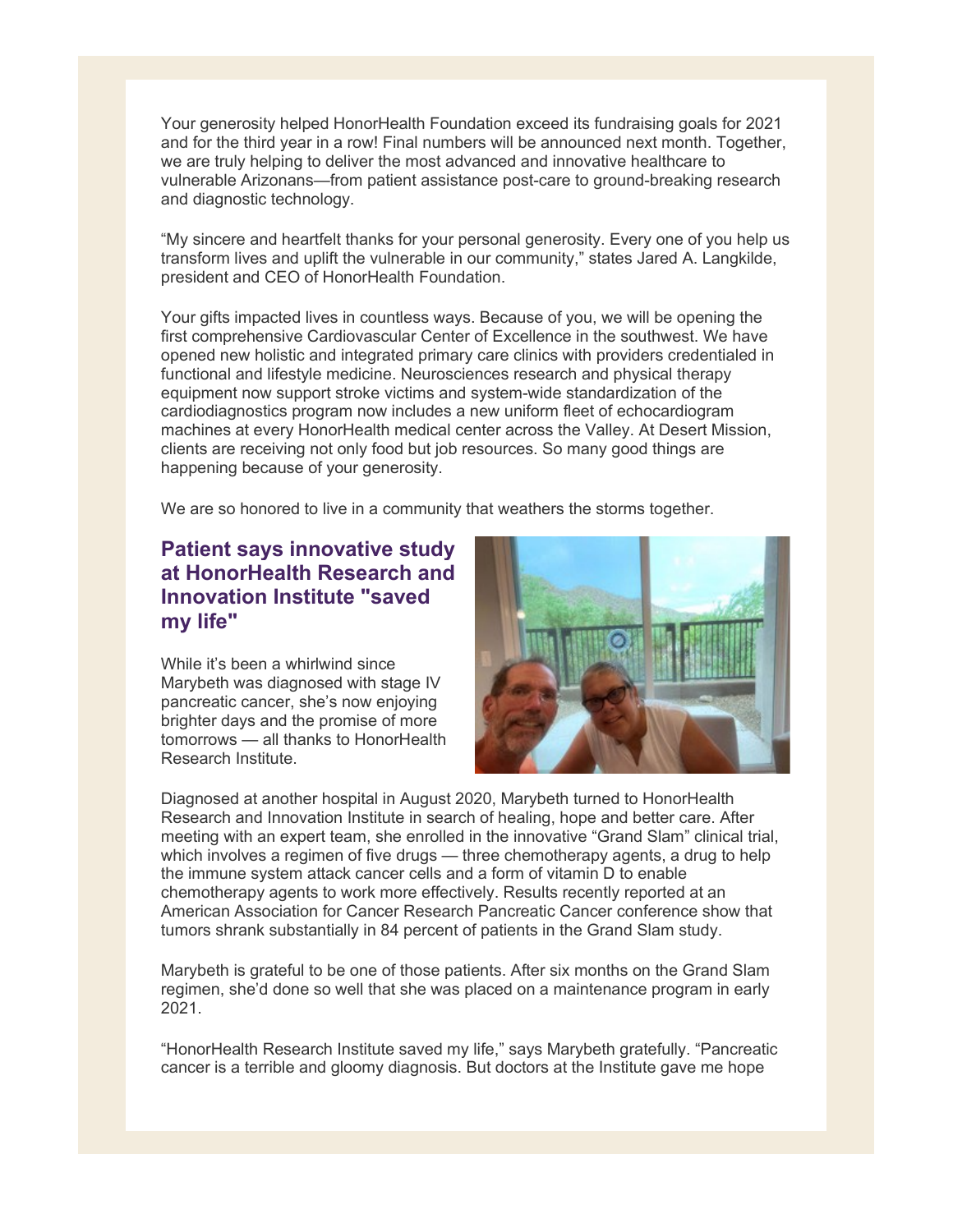Your generosity helped HonorHealth Foundation exceed its fundraising goals for 2021 and for the third year in a row! Final numbers will be announced next month. Together, we are truly helping to deliver the most advanced and innovative healthcare to vulnerable Arizonans—from patient assistance post-care to ground-breaking research and diagnostic technology.

"My sincere and heartfelt thanks for your personal generosity. Every one of you help us transform lives and uplift the vulnerable in our community," states Jared A. Langkilde, president and CEO of HonorHealth Foundation.

Your gifts impacted lives in countless ways. Because of you, we will be opening the first comprehensive Cardiovascular Center of Excellence in the southwest. We have opened new holistic and integrated primary care clinics with providers credentialed in functional and lifestyle medicine. Neurosciences research and physical therapy equipment now support stroke victims and system-wide standardization of the cardiodiagnostics program now includes a new uniform fleet of echocardiogram machines at every HonorHealth medical center across the Valley. At Desert Mission, clients are receiving not only food but job resources. So many good things are happening because of your generosity.

We are so honored to live in a community that weathers the storms together.

## Patient says innovative study at HonorHealth Research and Innovation Institute "saved my life"

While it's been a whirlwind since Marybeth was diagnosed with stage IV pancreatic cancer, she's now enjoying brighter days and the promise of more tomorrows — all thanks to HonorHealth Research Institute.

Diagnosed at another hospital in August 2020, Marybeth turned to HonorHealth Research and Innovation Institute in search of healing, hope and better care. After meeting with an expert team, she enrolled in the innovative "Grand Slam" clinical trial, which involves a regimen of five drugs — three chemotherapy agents, a drug to help the immune system attack cancer cells and a form of vitamin D to enable chemotherapy agents to work more effectively. Results recently reported at an American Association for Cancer Research Pancreatic Cancer conference show that tumors shrank substantially in 84 percent of patients in the Grand Slam study.

Marybeth is grateful to be one of those patients. After six months on the Grand Slam regimen, she'd done so well that she was placed on a maintenance program in early 2021.

"HonorHealth Research Institute saved my life," says Marybeth gratefully. "Pancreatic cancer is a terrible and gloomy diagnosis. But doctors at the Institute gave me hope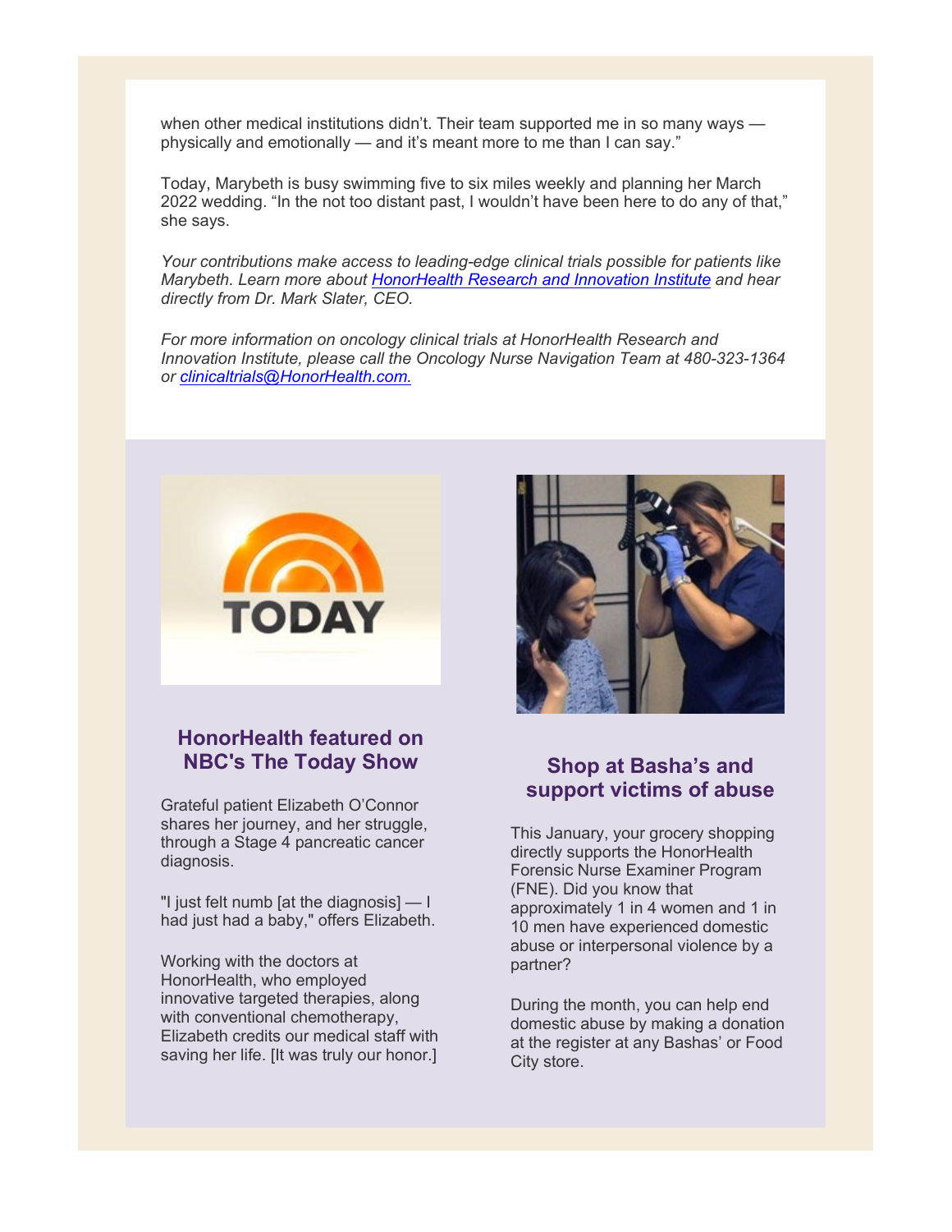when other medical institutions didn't. Their team supported me in so many ways — physically and emotionally — and it's meant more to me than I can say."

Today, Marybeth is busy swimming five to six miles weekly and planning her March 2022 wedding. "In the not too distant past, I wouldn't have been here to do any of that," she says.

*Your contributions make access to leading-edge clinical trials possible for patients like Marybeth. Learn more about [HonorHealth Research and Innovation Institute]() and hear directly from Dr. Mark Slater, CEO.*

*For more information on oncology clinical trials at HonorHealth Research and Innovation Institute, please call the Oncology Nurse Navigation Team at 480-323-1364 or [clinicaltrials@HonorHealth.com.]()*

## HonorHealth featured on NBC's The Today Show

Grateful patient Elizabeth O'Connor shares her journey, and her struggle, through a Stage 4 pancreatic cancer diagnosis.

"I just felt numb [at the diagnosis] — I had just had a baby," offers Elizabeth.

Working with the doctors at HonorHealth, who employed innovative targeted therapies, along with conventional chemotherapy, Elizabeth credits our medical staff with saving her life. [It was truly our honor.]

## Shop at Basha's and support victims of abuse

This January, your grocery shopping directly supports the HonorHealth Forensic Nurse Examiner Program (FNE). Did you know that approximately 1 in 4 women and 1 in 10 men have experienced domestic abuse or interpersonal violence by a partner?

During the month, you can help end domestic abuse by making a donation at the register at any Bashas' or Food City store.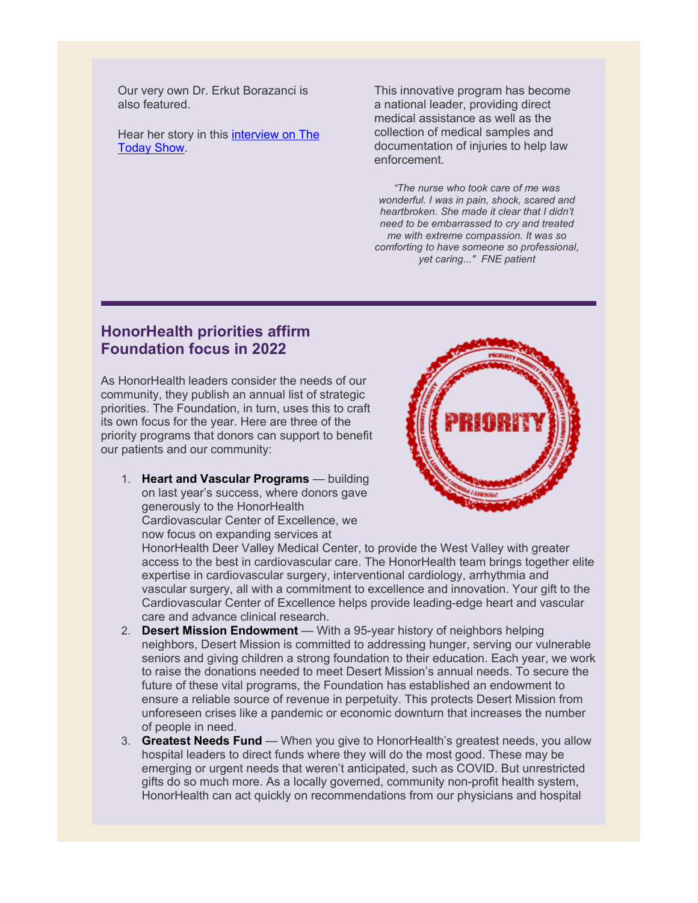Our very own Dr. Erkut Borazanci is also featured.

Hear her story in this [interview on The Today Show](#).

This innovative program has become a national leader, providing direct medical assistance as well as the collection of medical samples and documentation of injuries to help law enforcement.

*"The nurse who took care of me was wonderful. I was in pain, shock, scared and heartbroken. She made it clear that I didn't need to be embarrassed to cry and treated me with extreme compassion. It was so comforting to have someone so professional, yet caring..." FNE patient*

---

## HonorHealth priorities affirm Foundation focus in 2022

As HonorHealth leaders consider the needs of our community, they publish an annual list of strategic priorities. The Foundation, in turn, uses this to craft its own focus for the year. Here are three of the priority programs that donors can support to benefit our patients and our community:

1. **Heart and Vascular Programs** — building on last year's success, where donors gave generously to the HonorHealth Cardiovascular Center of Excellence, we now focus on expanding services at HonorHealth Deer Valley Medical Center, to provide the West Valley with greater access to the best in cardiovascular care. The HonorHealth team brings together elite expertise in cardiovascular surgery, interventional cardiology, arrhythmia and vascular surgery, all with a commitment to excellence and innovation. Your gift to the Cardiovascular Center of Excellence helps provide leading-edge heart and vascular care and advance clinical research.
2. **Desert Mission Endowment** — With a 95-year history of neighbors helping neighbors, Desert Mission is committed to addressing hunger, serving our vulnerable seniors and giving children a strong foundation to their education. Each year, we work to raise the donations needed to meet Desert Mission's annual needs. To secure the future of these vital programs, the Foundation has established an endowment to ensure a reliable source of revenue in perpetuity. This protects Desert Mission from unforeseen crises like a pandemic or economic downturn that increases the number of people in need.
3. **Greatest Needs Fund** — When you give to HonorHealth's greatest needs, you allow hospital leaders to direct funds where they will do the most good. These may be emerging or urgent needs that weren't anticipated, such as COVID. But unrestricted gifts do so much more. As a locally governed, community non-profit health system, HonorHealth can act quickly on recommendations from our physicians and hospital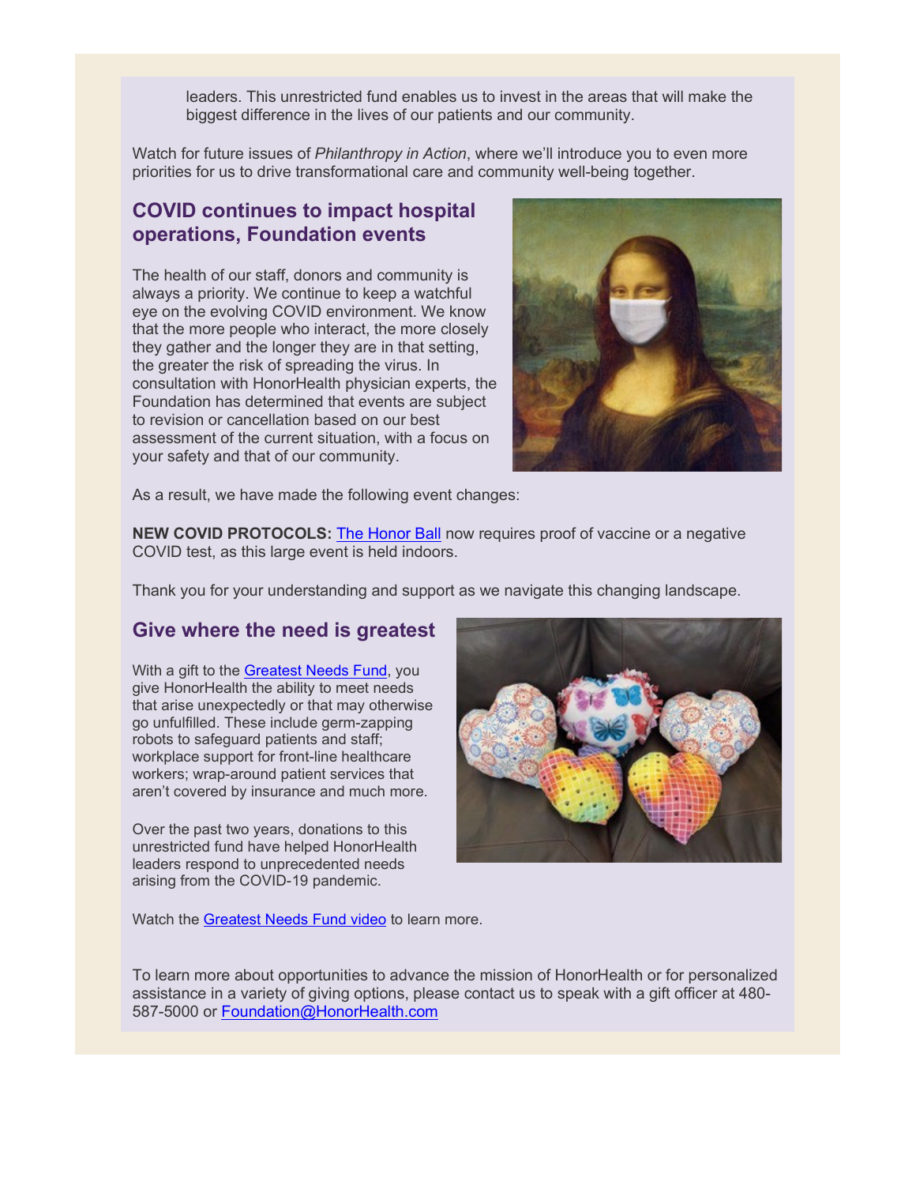leaders. This unrestricted fund enables us to invest in the areas that will make the biggest difference in the lives of our patients and our community.

Watch for future issues of *Philanthropy in Action*, where we'll introduce you to even more priorities for us to drive transformational care and community well-being together.

## COVID continues to impact hospital operations, Foundation events

The health of our staff, donors and community is always a priority. We continue to keep a watchful eye on the evolving COVID environment. We know that the more people who interact, the more closely they gather and the longer they are in that setting, the greater the risk of spreading the virus. In consultation with HonorHealth physician experts, the Foundation has determined that events are subject to revision or cancellation based on our best assessment of the current situation, with a focus on your safety and that of our community.

As a result, we have made the following event changes:

**NEW COVID PROTOCOLS:** The Honor Ball now requires proof of vaccine or a negative COVID test, as this large event is held indoors.

Thank you for your understanding and support as we navigate this changing landscape.

## Give where the need is greatest

With a gift to the Greatest Needs Fund, you give HonorHealth the ability to meet needs that arise unexpectedly or that may otherwise go unfulfilled. These include germ-zapping robots to safeguard patients and staff; workplace support for front-line healthcare workers; wrap-around patient services that aren't covered by insurance and much more.

Over the past two years, donations to this unrestricted fund have helped HonorHealth leaders respond to unprecedented needs arising from the COVID-19 pandemic.

Watch the Greatest Needs Fund video to learn more.

To learn more about opportunities to advance the mission of HonorHealth or for personalized assistance in a variety of giving options, please contact us to speak with a gift officer at 480-587-5000 or Foundation@HonorHealth.com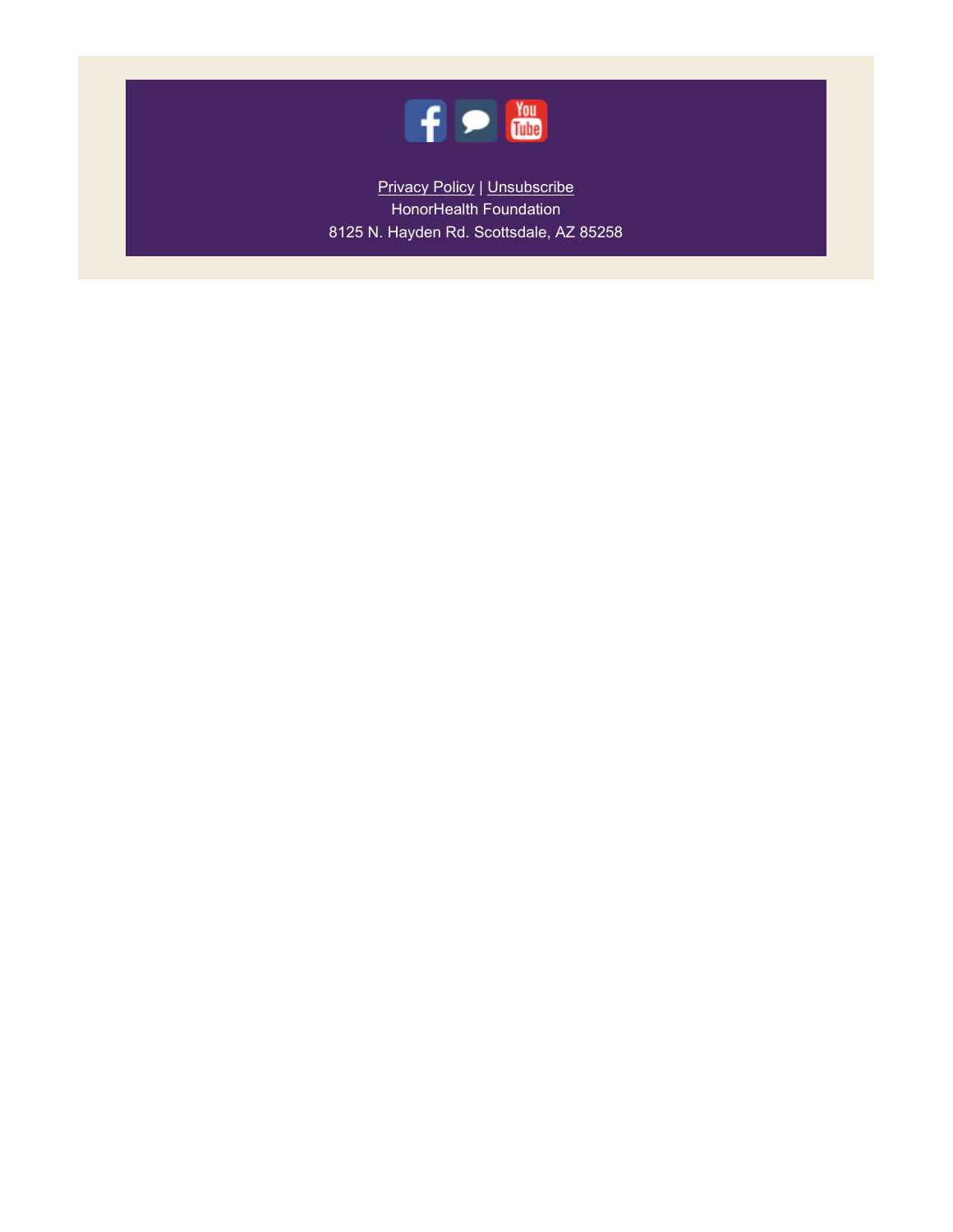Privacy Policy | Unsubscribe

HonorHealth Foundation

8125 N. Hayden Rd. Scottsdale, AZ 85258